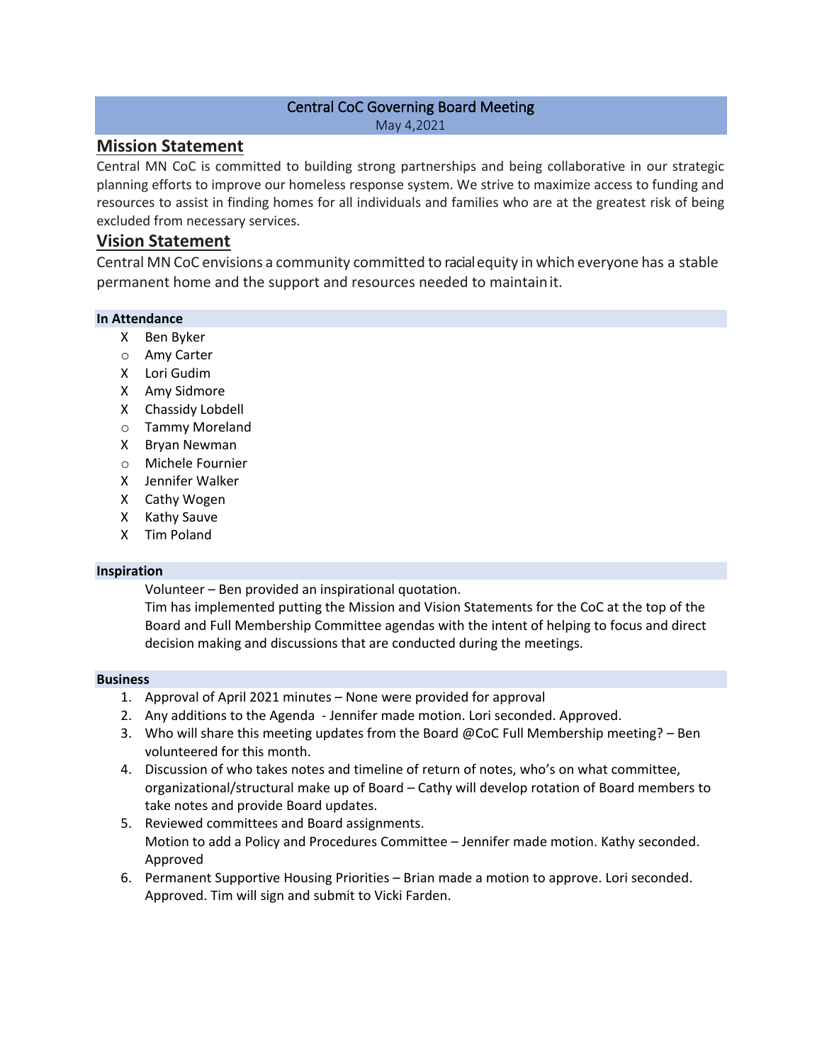# Central CoC Governing Board Meeting

May 4,2021

## Mission Statement

Central MN CoC is committed to building strong partnerships and being collaborative in our strategic planning efforts to improve our homeless response system. We strive to maximize access to funding and resources to assist in finding homes for all individuals and families who are at the greatest risk of being excluded from necessary services.

## Vision Statement

Central MN CoC envisions a community committed to racial equity in which everyone has a stable permanent home and the support and resources needed to maintain it.

### In Attendance

- X Ben Byker
- o Amy Carter
- X Lori Gudim
- X Amy Sidmore
- X Chassidy Lobdell
- o Tammy Moreland
- X Bryan Newman
- o Michele Fournier
- X Jennifer Walker
- X Cathy Wogen
- X Kathy Sauve
- X Tim Poland

### Inspiration

Volunteer – Ben provided an inspirational quotation.

Tim has implemented putting the Mission and Vision Statements for the CoC at the top of the Board and Full Membership Committee agendas with the intent of helping to focus and direct decision making and discussions that are conducted during the meetings.

### Business

1. Approval of April 2021 minutes – None were provided for approval
2. Any additions to the Agenda - Jennifer made motion. Lori seconded. Approved.
3. Who will share this meeting updates from the Board @CoC Full Membership meeting? – Ben volunteered for this month.
4. Discussion of who takes notes and timeline of return of notes, who's on what committee, organizational/structural make up of Board – Cathy will develop rotation of Board members to take notes and provide Board updates.
5. Reviewed committees and Board assignments.
   Motion to add a Policy and Procedures Committee – Jennifer made motion. Kathy seconded. Approved
6. Permanent Supportive Housing Priorities – Brian made a motion to approve. Lori seconded. Approved. Tim will sign and submit to Vicki Farden.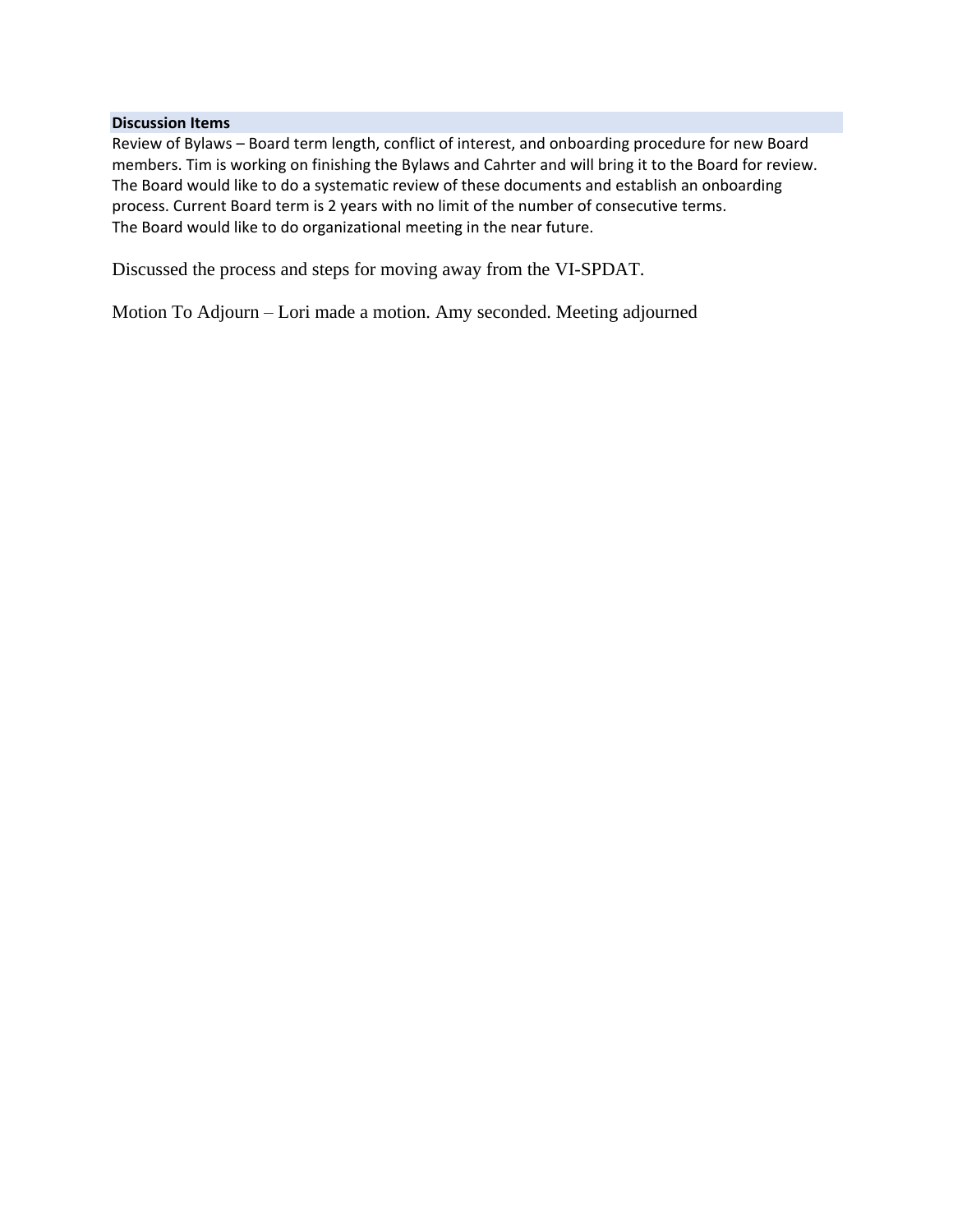**Discussion Items**

Review of Bylaws – Board term length, conflict of interest, and onboarding procedure for new Board members. Tim is working on finishing the Bylaws and Cahrter and will bring it to the Board for review. The Board would like to do a systematic review of these documents and establish an onboarding process. Current Board term is 2 years with no limit of the number of consecutive terms.
The Board would like to do organizational meeting in the near future.

Discussed the process and steps for moving away from the VI-SPDAT.

Motion To Adjourn – Lori made a motion. Amy seconded. Meeting adjourned